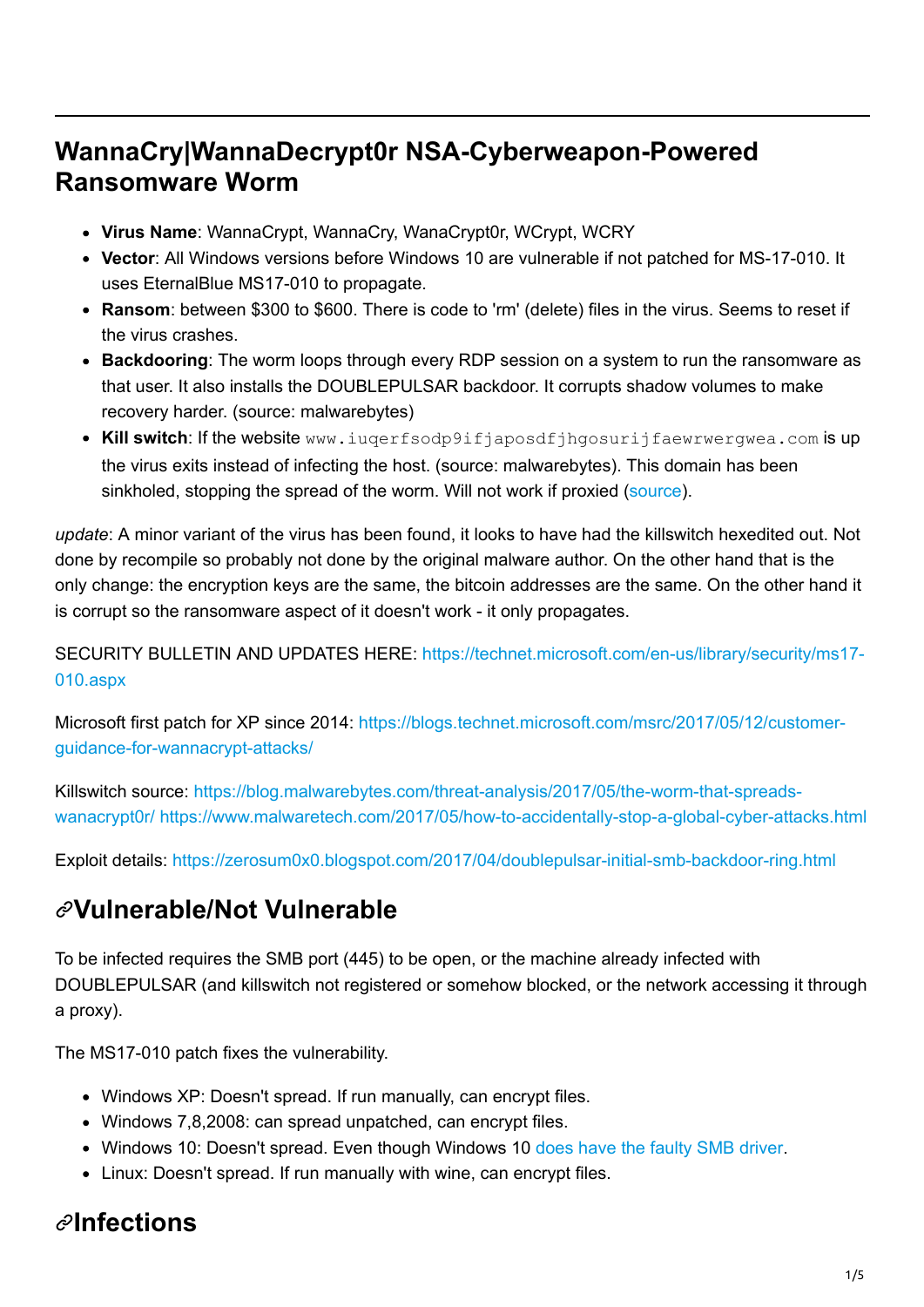## WannaCry|WannaDecrypt0r NSA-Cyberweapon-Powered Ransomware Worm

- **Virus Name**: WannaCrypt, WannaCry, WanaCrypt0r, WCrypt, WCRY
- **Vector**: All Windows versions before Windows 10 are vulnerable if not patched for MS-17-010. It uses EternalBlue MS17-010 to propagate.
- **Ransom**: between $300 to $600. There is code to 'rm' (delete) files in the virus. Seems to reset if the virus crashes.
- **Backdooring**: The worm loops through every RDP session on a system to run the ransomware as that user. It also installs the DOUBLEPULSAR backdoor. It corrupts shadow volumes to make recovery harder. (source: malwarebytes)
- **Kill switch**: If the website `www.iuqerfsodp9ifjaposdfjhgosurijfaewrwergwea.com` is up the virus exits instead of infecting the host. (source: malwarebytes). This domain has been sinkholed, stopping the spread of the worm. Will not work if proxied (source).

*update*: A minor variant of the virus has been found, it looks to have had the killswitch hexedited out. Not done by recompile so probably not done by the original malware author. On the other hand that is the only change: the encryption keys are the same, the bitcoin addresses are the same. On the other hand it is corrupt so the ransomware aspect of it doesn't work - it only propagates.

SECURITY BULLETIN AND UPDATES HERE: https://technet.microsoft.com/en-us/library/security/ms17-010.aspx

Microsoft first patch for XP since 2014: https://blogs.technet.microsoft.com/msrc/2017/05/12/customer-guidance-for-wannacrypt-attacks/

Killswitch source: https://blog.malwarebytes.com/threat-analysis/2017/05/the-worm-that-spreads-wanacrypt0r/ https://www.malwaretech.com/2017/05/how-to-accidentally-stop-a-global-cyber-attacks.html

Exploit details: https://zerosum0x0.blogspot.com/2017/04/doublepulsar-initial-smb-backdoor-ring.html

## Vulnerable/Not Vulnerable

To be infected requires the SMB port (445) to be open, or the machine already infected with DOUBLEPULSAR (and killswitch not registered or somehow blocked, or the network accessing it through a proxy).

The MS17-010 patch fixes the vulnerability.

- Windows XP: Doesn't spread. If run manually, can encrypt files.
- Windows 7,8,2008: can spread unpatched, can encrypt files.
- Windows 10: Doesn't spread. Even though Windows 10 does have the faulty SMB driver.
- Linux: Doesn't spread. If run manually with wine, can encrypt files.

## Infections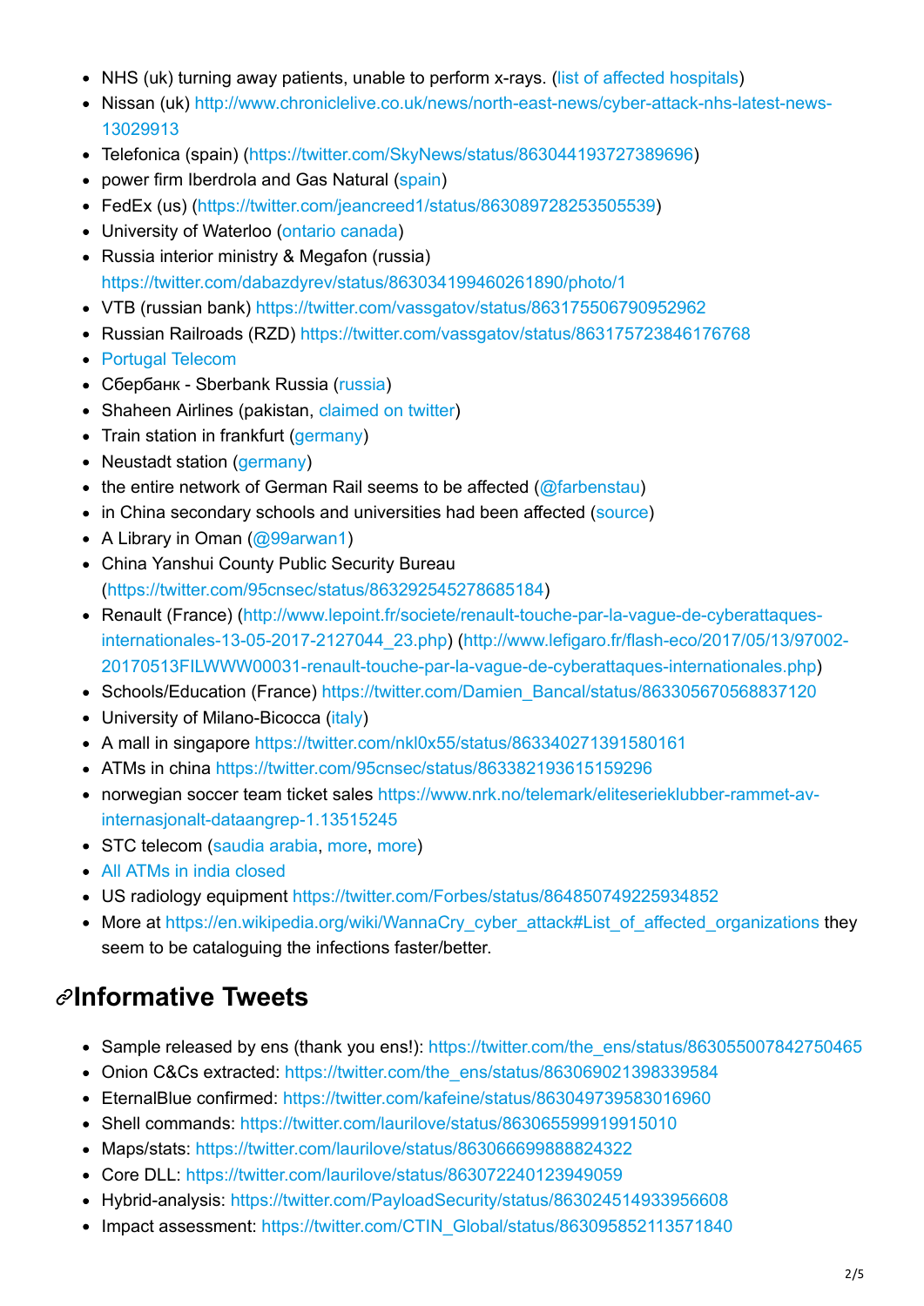- NHS (uk) turning away patients, unable to perform x-rays. (list of affected hospitals)
- Nissan (uk) http://www.chroniclelive.co.uk/news/north-east-news/cyber-attack-nhs-latest-news-13029913
- Telefonica (spain) (https://twitter.com/SkyNews/status/863044193727389696)
- power firm Iberdrola and Gas Natural (spain)
- FedEx (us) (https://twitter.com/jeancreed1/status/863089728253505539)
- University of Waterloo (ontario canada)
- Russia interior ministry & Megafon (russia) https://twitter.com/dabazdyrev/status/863034199460261890/photo/1
- VTB (russian bank) https://twitter.com/vassgatov/status/863175506790952962
- Russian Railroads (RZD) https://twitter.com/vassgatov/status/863175723846176768
- Portugal Telecom
- Сбербанк - Sberbank Russia (russia)
- Shaheen Airlines (pakistan, claimed on twitter)
- Train station in frankfurt (germany)
- Neustadt station (germany)
- the entire network of German Rail seems to be affected (@farbenstau)
- in China secondary schools and universities had been affected (source)
- A Library in Oman (@99arwan1)
- China Yanshui County Public Security Bureau (https://twitter.com/95cnsec/status/863292545278685184)
- Renault (France) (http://www.lepoint.fr/societe/renault-touche-par-la-vague-de-cyberattaques-internationales-13-05-2017-2127044_23.php) (http://www.lefigaro.fr/flash-eco/2017/05/13/97002-20170513FILWWW00031-renault-touche-par-la-vague-de-cyberattaques-internationales.php)
- Schools/Education (France) https://twitter.com/Damien_Bancal/status/863305670568837120
- University of Milano-Bicocca (italy)
- A mall in singapore https://twitter.com/nkl0x55/status/863340271391580161
- ATMs in china https://twitter.com/95cnsec/status/863382193615159296
- norwegian soccer team ticket sales https://www.nrk.no/telemark/eliteserieklubber-rammet-av-internasjonalt-dataangrep-1.13515245
- STC telecom (saudia arabia, more, more)
- All ATMs in india closed
- US radiology equipment https://twitter.com/Forbes/status/864850749225934852
- More at https://en.wikipedia.org/wiki/WannaCry_cyber_attack#List_of_affected_organizations they seem to be cataloguing the infections faster/better.

## Informative Tweets

- Sample released by ens (thank you ens!): https://twitter.com/the_ens/status/863055007842750465
- Onion C&Cs extracted: https://twitter.com/the_ens/status/863069021398339584
- EternalBlue confirmed: https://twitter.com/kafeine/status/863049739583016960
- Shell commands: https://twitter.com/laurilove/status/863065599919915010
- Maps/stats: https://twitter.com/laurilove/status/863066699888824322
- Core DLL: https://twitter.com/laurilove/status/863072240123949059
- Hybrid-analysis: https://twitter.com/PayloadSecurity/status/863024514933956608
- Impact assessment: https://twitter.com/CTIN_Global/status/863095852113571840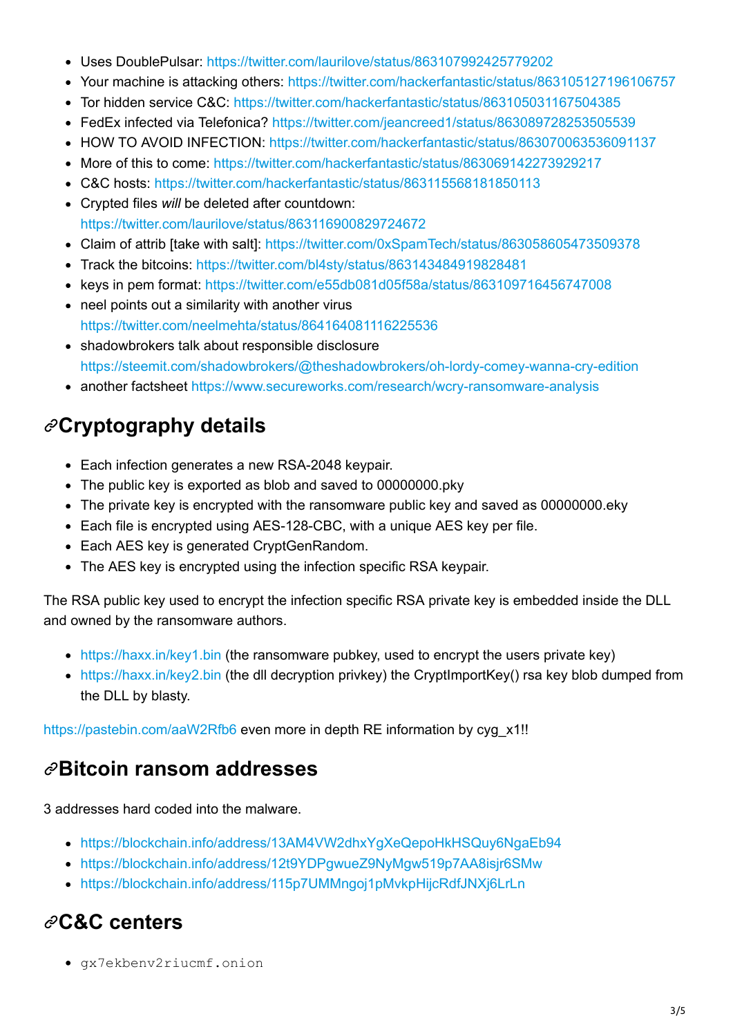- Uses DoublePulsar: https://twitter.com/laurilove/status/863107992425779202
- Your machine is attacking others: https://twitter.com/hackerfantastic/status/863105127196106757
- Tor hidden service C&C: https://twitter.com/hackerfantastic/status/863105031167504385
- FedEx infected via Telefonica? https://twitter.com/jeancreed1/status/863089728253505539
- HOW TO AVOID INFECTION: https://twitter.com/hackerfantastic/status/863070063536091137
- More of this to come: https://twitter.com/hackerfantastic/status/863069142273929217
- C&C hosts: https://twitter.com/hackerfantastic/status/863115568181850113
- Crypted files *will* be deleted after countdown: https://twitter.com/laurilove/status/863116900829724672
- Claim of attrib [take with salt]: https://twitter.com/0xSpamTech/status/863058605473509378
- Track the bitcoins: https://twitter.com/bl4sty/status/863143484919828481
- keys in pem format: https://twitter.com/e55db081d05f58a/status/863109716456747008
- neel points out a similarity with another virus https://twitter.com/neelmehta/status/864164081116225536
- shadowbrokers talk about responsible disclosure https://steemit.com/shadowbrokers/@theshadowbrokers/oh-lordy-comey-wanna-cry-edition
- another factsheet https://www.secureworks.com/research/wcry-ransomware-analysis

## Cryptography details

- Each infection generates a new RSA-2048 keypair.
- The public key is exported as blob and saved to 00000000.pky
- The private key is encrypted with the ransomware public key and saved as 00000000.eky
- Each file is encrypted using AES-128-CBC, with a unique AES key per file.
- Each AES key is generated CryptGenRandom.
- The AES key is encrypted using the infection specific RSA keypair.

The RSA public key used to encrypt the infection specific RSA private key is embedded inside the DLL and owned by the ransomware authors.

- https://haxx.in/key1.bin (the ransomware pubkey, used to encrypt the users private key)
- https://haxx.in/key2.bin (the dll decryption privkey) the CryptImportKey() rsa key blob dumped from the DLL by blasty.

https://pastebin.com/aaW2Rfb6 even more in depth RE information by cyg_x1!!

## Bitcoin ransom addresses

3 addresses hard coded into the malware.

- https://blockchain.info/address/13AM4VW2dhxYgXeQepoHkHSQuy6NgaEb94
- https://blockchain.info/address/12t9YDPgwueZ9NyMgw519p7AA8isjr6SMw
- https://blockchain.info/address/115p7UMMngoj1pMvkpHijcRdfJNXj6LrLn

## C&C centers

- `gx7ekbenv2riucmf.onion`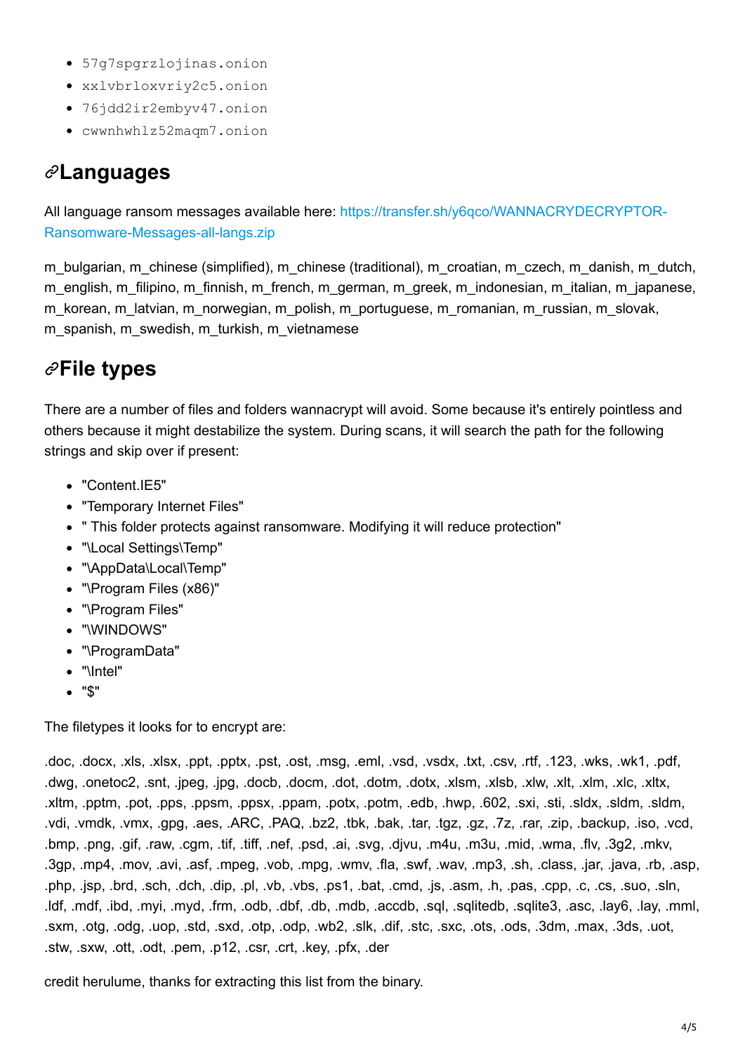- 57g7spgrzlojinas.onion
- xxlvbrloxvriy2c5.onion
- 76jdd2ir2embyv47.onion
- cwwnhwhlz52maqm7.onion

## Languages

All language ransom messages available here: https://transfer.sh/y6qco/WANNACRYDECRYPTOR-Ransomware-Messages-all-langs.zip

m_bulgarian, m_chinese (simplified), m_chinese (traditional), m_croatian, m_czech, m_danish, m_dutch, m_english, m_filipino, m_finnish, m_french, m_german, m_greek, m_indonesian, m_italian, m_japanese, m_korean, m_latvian, m_norwegian, m_polish, m_portuguese, m_romanian, m_russian, m_slovak, m_spanish, m_swedish, m_turkish, m_vietnamese

## File types

There are a number of files and folders wannacrypt will avoid. Some because it's entirely pointless and others because it might destabilize the system. During scans, it will search the path for the following strings and skip over if present:

- "Content.IE5"
- "Temporary Internet Files"
- " This folder protects against ransomware. Modifying it will reduce protection"
- "\Local Settings\Temp"
- "\AppData\Local\Temp"
- "\Program Files (x86)"
- "\Program Files"
- "\WINDOWS"
- "\ProgramData"
- "\Intel"
- "$"

The filetypes it looks for to encrypt are:

.doc, .docx, .xls, .xlsx, .ppt, .pptx, .pst, .ost, .msg, .eml, .vsd, .vsdx, .txt, .csv, .rtf, .123, .wks, .wk1, .pdf, .dwg, .onetoc2, .snt, .jpeg, .jpg, .docb, .docm, .dot, .dotm, .dotx, .xlsm, .xlsb, .xlw, .xlt, .xlm, .xlc, .xltx, .xltm, .pptm, .pot, .pps, .ppsm, .ppsx, .ppam, .potx, .potm, .edb, .hwp, .602, .sxi, .sti, .sldx, .sldm, .sldm, .vdi, .vmdk, .vmx, .gpg, .aes, .ARC, .PAQ, .bz2, .tbk, .bak, .tar, .tgz, .gz, .7z, .rar, .zip, .backup, .iso, .vcd, .bmp, .png, .gif, .raw, .cgm, .tif, .tiff, .nef, .psd, .ai, .svg, .djvu, .m4u, .m3u, .mid, .wma, .flv, .3g2, .mkv, .3gp, .mp4, .mov, .avi, .asf, .mpeg, .vob, .mpg, .wmv, .fla, .swf, .wav, .mp3, .sh, .class, .jar, .java, .rb, .asp, .php, .jsp, .brd, .sch, .dch, .dip, .pl, .vb, .vbs, .ps1, .bat, .cmd, .js, .asm, .h, .pas, .cpp, .c, .cs, .suo, .sln, .ldf, .mdf, .ibd, .myi, .myd, .frm, .odb, .dbf, .db, .mdb, .accdb, .sql, .sqlitedb, .sqlite3, .asc, .lay6, .lay, .mml, .sxm, .otg, .odg, .uop, .std, .sxd, .otp, .odp, .wb2, .slk, .dif, .stc, .sxc, .ots, .ods, .3dm, .max, .3ds, .uot, .stw, .sxw, .ott, .odt, .pem, .p12, .csr, .crt, .key, .pfx, .der

credit herulume, thanks for extracting this list from the binary.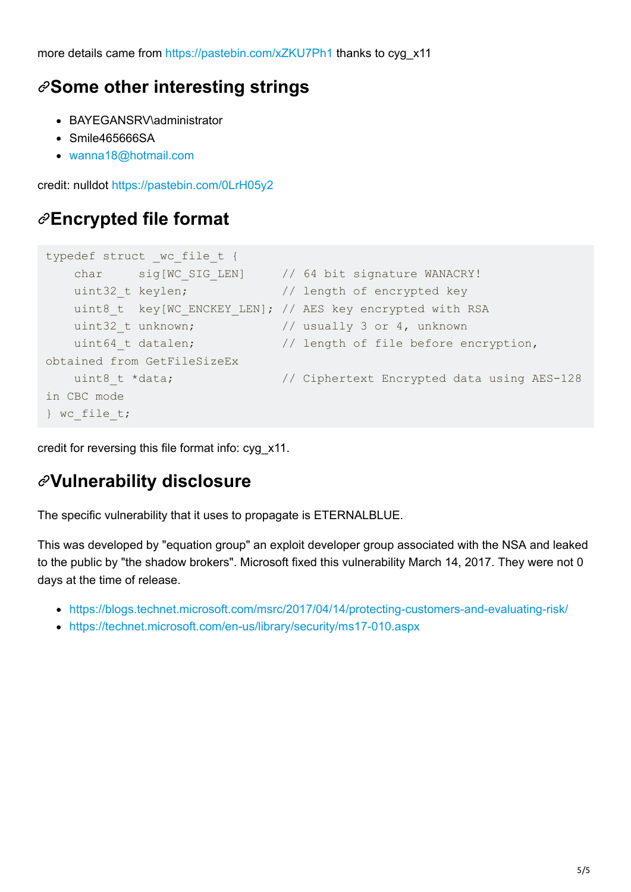more details came from https://pastebin.com/xZKU7Ph1 thanks to cyg_x11

## Some other interesting strings

- BAYEGANSRV\administrator
- Smile465666SA
- wanna18@hotmail.com

credit: nulldot https://pastebin.com/0LrH05y2

## Encrypted file format

```
typedef struct _wc_file_t {
    char     sig[WC_SIG_LEN]     // 64 bit signature WANACRY!
    uint32_t keylen;             // length of encrypted key
    uint8_t  key[WC_ENCKEY_LEN]; // AES key encrypted with RSA
    uint32_t unknown;            // usually 3 or 4, unknown
    uint64_t datalen;            // length of file before encryption,
obtained from GetFileSizeEx
    uint8_t *data;               // Ciphertext Encrypted data using AES-128
in CBC mode
} wc_file_t;
```

credit for reversing this file format info: cyg_x11.

## Vulnerability disclosure

The specific vulnerability that it uses to propagate is ETERNALBLUE.

This was developed by "equation group" an exploit developer group associated with the NSA and leaked to the public by "the shadow brokers". Microsoft fixed this vulnerability March 14, 2017. They were not 0 days at the time of release.

- https://blogs.technet.microsoft.com/msrc/2017/04/14/protecting-customers-and-evaluating-risk/
- https://technet.microsoft.com/en-us/library/security/ms17-010.aspx